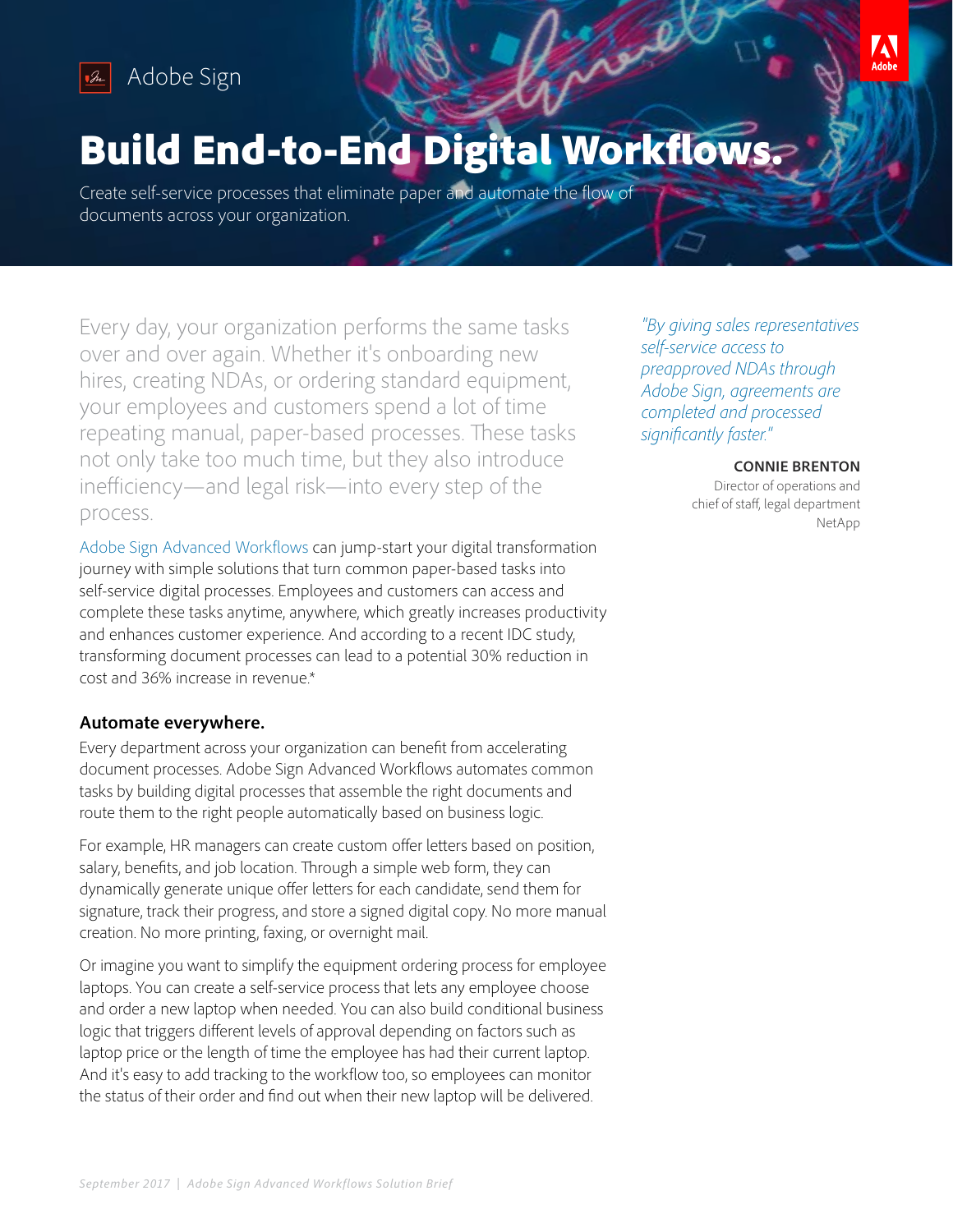Adobe Sign

# Build End-to-End Digital Workflows.

Create self-service processes that eliminate paper and automate the flow of documents across your organization.

Every day, your organization performs the same tasks over and over again. Whether it's onboarding new hires, creating NDAs, or ordering standard equipment, your employees and customers spend a lot of time repeating manual, paper-based processes. These tasks not only take too much time, but they also introduce inefficiency—and legal risk—into every step of the process.

Adobe Sign Advanced Workflows can jump-start your digital transformation journey with simple solutions that turn common paper-based tasks into self-service digital processes. Employees and customers can access and complete these tasks anytime, anywhere, which greatly increases productivity and enhances customer experience. And according to a recent IDC study, transforming document processes can lead to a potential 30% reduction in cost and 36% increase in revenue.*

## Automate everywhere.

Every department across your organization can benefit from accelerating document processes. Adobe Sign Advanced Workflows automates common tasks by building digital processes that assemble the right documents and route them to the right people automatically based on business logic.

For example, HR managers can create custom offer letters based on position, salary, benefits, and job location. Through a simple web form, they can dynamically generate unique offer letters for each candidate, send them for signature, track their progress, and store a signed digital copy. No more manual creation. No more printing, faxing, or overnight mail.

Or imagine you want to simplify the equipment ordering process for employee laptops. You can create a self-service process that lets any employee choose and order a new laptop when needed. You can also build conditional business logic that triggers different levels of approval depending on factors such as laptop price or the length of time the employee has had their current laptop. And it's easy to add tracking to the workflow too, so employees can monitor the status of their order and find out when their new laptop will be delivered.

*"By giving sales representatives self-service access to preapproved NDAs through Adobe Sign, agreements are completed and processed significantly faster."*

**CONNIE BRENTON**
Director of operations and chief of staff, legal department
NetApp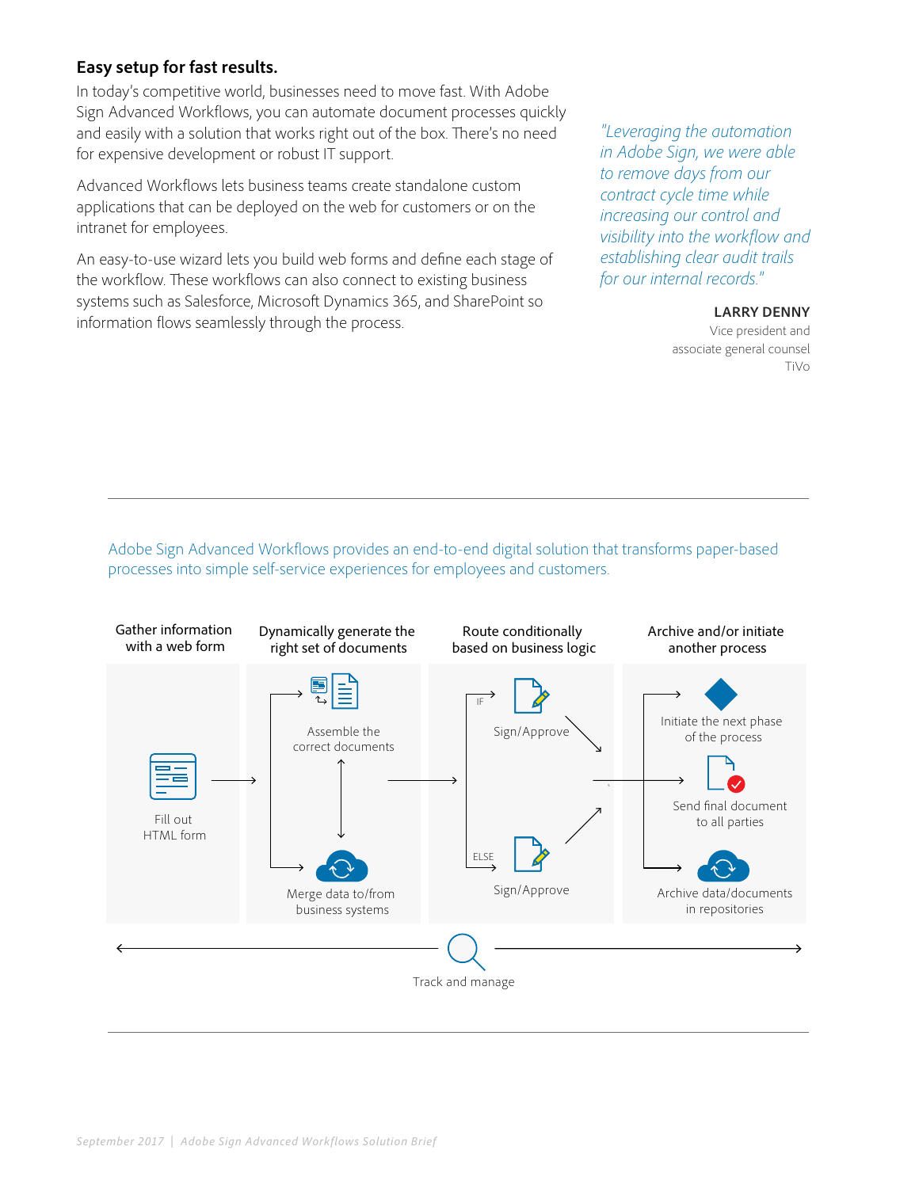## Easy setup for fast results.

In today's competitive world, businesses need to move fast. With Adobe Sign Advanced Workflows, you can automate document processes quickly and easily with a solution that works right out of the box. There's no need for expensive development or robust IT support.

Advanced Workflows lets business teams create standalone custom applications that can be deployed on the web for customers or on the intranet for employees.

An easy-to-use wizard lets you build web forms and define each stage of the workflow. These workflows can also connect to existing business systems such as Salesforce, Microsoft Dynamics 365, and SharePoint so information flows seamlessly through the process.

*"Leveraging the automation in Adobe Sign, we were able to remove days from our contract cycle time while increasing our control and visibility into the workflow and establishing clear audit trails for our internal records."*

**LARRY DENNY**
Vice president and
associate general counsel
TiVo

---

Adobe Sign Advanced Workflows provides an end-to-end digital solution that transforms paper-based processes into simple self-service experiences for employees and customers.

**Gather information with a web form**
- Fill out HTML form

**Dynamically generate the right set of documents**
- Assemble the correct documents
- Merge data to/from business systems

**Route conditionally based on business logic**
- IF: Sign/Approve
- ELSE: Sign/Approve

**Archive and/or initiate another process**
- Initiate the next phase of the process
- Send final document to all parties
- Archive data/documents in repositories

Track and manage

---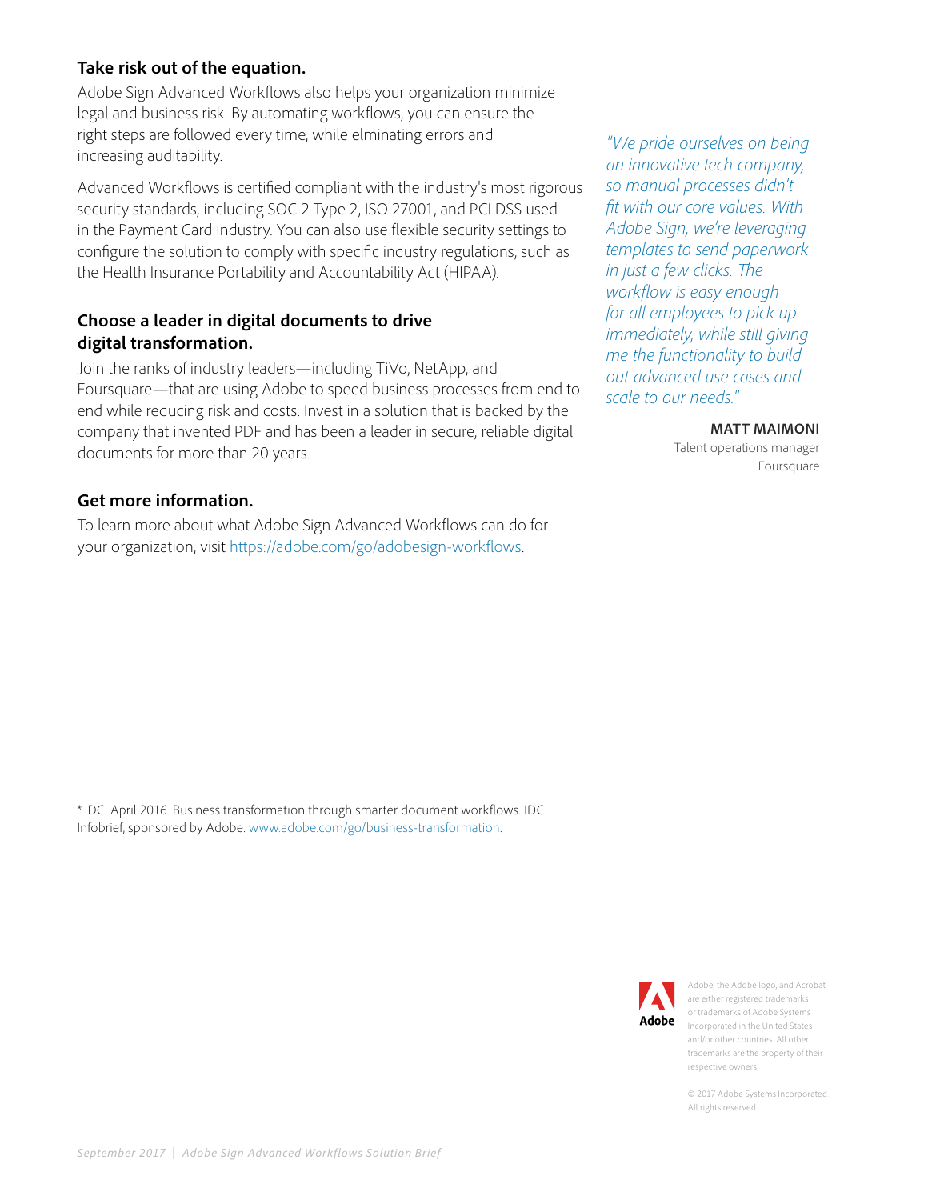### Take risk out of the equation.

Adobe Sign Advanced Workflows also helps your organization minimize legal and business risk. By automating workflows, you can ensure the right steps are followed every time, while elminating errors and increasing auditability.

Advanced Workflows is certified compliant with the industry's most rigorous security standards, including SOC 2 Type 2, ISO 27001, and PCI DSS used in the Payment Card Industry. You can also use flexible security settings to configure the solution to comply with specific industry regulations, such as the Health Insurance Portability and Accountability Act (HIPAA).

### Choose a leader in digital documents to drive digital transformation.

Join the ranks of industry leaders—including TiVo, NetApp, and Foursquare—that are using Adobe to speed business processes from end to end while reducing risk and costs. Invest in a solution that is backed by the company that invented PDF and has been a leader in secure, reliable digital documents for more than 20 years.

### Get more information.

To learn more about what Adobe Sign Advanced Workflows can do for your organization, visit https://adobe.com/go/adobesign-workflows.

*"We pride ourselves on being an innovative tech company, so manual processes didn't fit with our core values. With Adobe Sign, we're leveraging templates to send paperwork in just a few clicks. The workflow is easy enough for all employees to pick up immediately, while still giving me the functionality to build out advanced use cases and scale to our needs."*

**MATT MAIMONI**
Talent operations manager
Foursquare

* IDC. April 2016. Business transformation through smarter document workflows. IDC Infobrief, sponsored by Adobe. www.adobe.com/go/business-transformation.

Adobe

Adobe, the Adobe logo, and Acrobat are either registered trademarks or trademarks of Adobe Systems Incorporated in the United States and/or other countries. All other trademarks are the property of their respective owners.

© 2017 Adobe Systems Incorporated. All rights reserved.